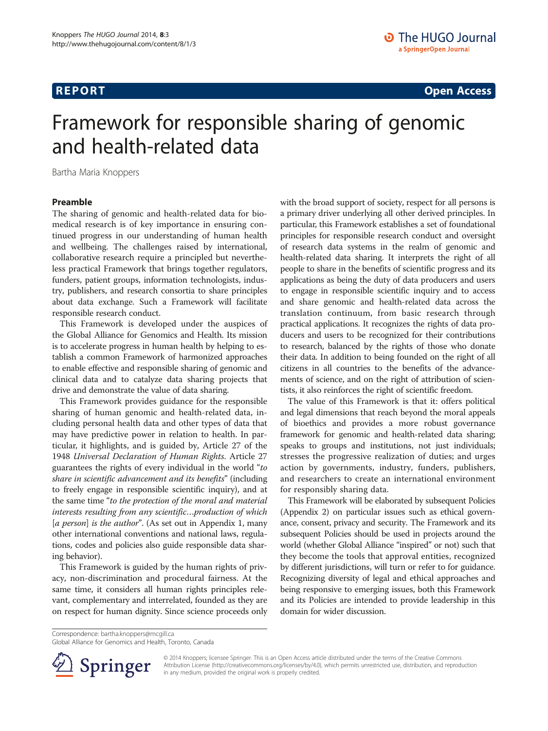REPORT **Open Access**

# Framework for responsible sharing of genomic and health-related data

Bartha Maria Knoppers

## Preamble

The sharing of genomic and health-related data for biomedical research is of key importance in ensuring continued progress in our understanding of human health and wellbeing. The challenges raised by international, collaborative research require a principled but nevertheless practical Framework that brings together regulators, funders, patient groups, information technologists, industry, publishers, and research consortia to share principles about data exchange. Such a Framework will facilitate responsible research conduct.

This Framework is developed under the auspices of the Global Alliance for Genomics and Health. Its mission is to accelerate progress in human health by helping to establish a common Framework of harmonized approaches to enable effective and responsible sharing of genomic and clinical data and to catalyze data sharing projects that drive and demonstrate the value of data sharing.

This Framework provides guidance for the responsible sharing of human genomic and health-related data, including personal health data and other types of data that may have predictive power in relation to health. In particular, it highlights, and is guided by, Article 27 of the 1948 *Universal Declaration of Human Rights*. Article 27 guarantees the rights of every individual in the world "*to share in scientific advancement and its benefits*" (including to freely engage in responsible scientific inquiry), and at the same time "*to the protection of the moral and material interests resulting from any scientific…production of which* [*a person*] *is the author*". (As set out in Appendix 1, many other international conventions and national laws, regulations, codes and policies also guide responsible data sharing behavior).

This Framework is guided by the human rights of privacy, non-discrimination and procedural fairness. At the same time, it considers all human rights principles relevant, complementary and interrelated, founded as they are on respect for human dignity. Since science proceeds only with the broad support of society, respect for all persons is a primary driver underlying all other derived principles. In particular, this Framework establishes a set of foundational principles for responsible research conduct and oversight of research data systems in the realm of genomic and health-related data sharing. It interprets the right of all people to share in the benefits of scientific progress and its applications as being the duty of data producers and users to engage in responsible scientific inquiry and to access and share genomic and health-related data across the translation continuum, from basic research through practical applications. It recognizes the rights of data producers and users to be recognized for their contributions to research, balanced by the rights of those who donate their data. In addition to being founded on the right of all citizens in all countries to the benefits of the advancements of science, and on the right of attribution of scientists, it also reinforces the right of scientific freedom.

The value of this Framework is that it: offers political and legal dimensions that reach beyond the moral appeals of bioethics and provides a more robust governance framework for genomic and health-related data sharing; speaks to groups and institutions, not just individuals; stresses the progressive realization of duties; and urges action by governments, industry, funders, publishers, and researchers to create an international environment for responsibly sharing data.

This Framework will be elaborated by subsequent Policies (Appendix 2) on particular issues such as ethical governance, consent, privacy and security. The Framework and its subsequent Policies should be used in projects around the world (whether Global Alliance "inspired" or not) such that they become the tools that approval entities, recognized by different jurisdictions, will turn or refer to for guidance. Recognizing diversity of legal and ethical approaches and being responsive to emerging issues, both this Framework and its Policies are intended to provide leadership in this domain for wider discussion.

Correspondence: bartha.knoppers@mcgill.ca
Global Alliance for Genomics and Health, Toronto, Canada

© 2014 Knoppers; licensee Springer. This is an Open Access article distributed under the terms of the Creative Commons Attribution License (http://creativecommons.org/licenses/by/4.0), which permits unrestricted use, distribution, and reproduction in any medium, provided the original work is properly credited.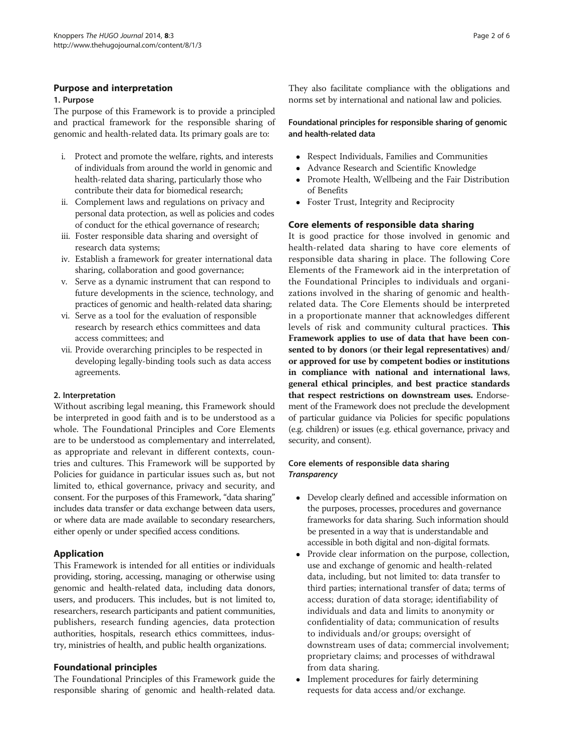## Purpose and interpretation

### 1. Purpose

The purpose of this Framework is to provide a principled and practical framework for the responsible sharing of genomic and health-related data. Its primary goals are to:

i. Protect and promote the welfare, rights, and interests of individuals from around the world in genomic and health-related data sharing, particularly those who contribute their data for biomedical research;
ii. Complement laws and regulations on privacy and personal data protection, as well as policies and codes of conduct for the ethical governance of research;
iii. Foster responsible data sharing and oversight of research data systems;
iv. Establish a framework for greater international data sharing, collaboration and good governance;
v. Serve as a dynamic instrument that can respond to future developments in the science, technology, and practices of genomic and health-related data sharing;
vi. Serve as a tool for the evaluation of responsible research by research ethics committees and data access committees; and
vii. Provide overarching principles to be respected in developing legally-binding tools such as data access agreements.

### 2. Interpretation

Without ascribing legal meaning, this Framework should be interpreted in good faith and is to be understood as a whole. The Foundational Principles and Core Elements are to be understood as complementary and interrelated, as appropriate and relevant in different contexts, countries and cultures. This Framework will be supported by Policies for guidance in particular issues such as, but not limited to, ethical governance, privacy and security, and consent. For the purposes of this Framework, "data sharing" includes data transfer or data exchange between data users, or where data are made available to secondary researchers, either openly or under specified access conditions.

## Application

This Framework is intended for all entities or individuals providing, storing, accessing, managing or otherwise using genomic and health-related data, including data donors, users, and producers. This includes, but is not limited to, researchers, research participants and patient communities, publishers, research funding agencies, data protection authorities, hospitals, research ethics committees, industry, ministries of health, and public health organizations.

## Foundational principles

The Foundational Principles of this Framework guide the responsible sharing of genomic and health-related data. They also facilitate compliance with the obligations and norms set by international and national law and policies.

### Foundational principles for responsible sharing of genomic and health-related data

- Respect Individuals, Families and Communities
- Advance Research and Scientific Knowledge
- Promote Health, Wellbeing and the Fair Distribution of Benefits
- Foster Trust, Integrity and Reciprocity

## Core elements of responsible data sharing

It is good practice for those involved in genomic and health-related data sharing to have core elements of responsible data sharing in place. The following Core Elements of the Framework aid in the interpretation of the Foundational Principles to individuals and organizations involved in the sharing of genomic and health-related data. The Core Elements should be interpreted in a proportionate manner that acknowledges different levels of risk and community cultural practices. **This Framework applies to use of data that have been consented to by donors (or their legal representatives) and/or approved for use by competent bodies or institutions in compliance with national and international laws, general ethical principles, and best practice standards that respect restrictions on downstream uses.** Endorsement of the Framework does not preclude the development of particular guidance via Policies for specific populations (e.g. children) or issues (e.g. ethical governance, privacy and security, and consent).

### Core elements of responsible data sharing

#### *Transparency*

- Develop clearly defined and accessible information on the purposes, processes, procedures and governance frameworks for data sharing. Such information should be presented in a way that is understandable and accessible in both digital and non-digital formats.
- Provide clear information on the purpose, collection, use and exchange of genomic and health-related data, including, but not limited to: data transfer to third parties; international transfer of data; terms of access; duration of data storage; identifiability of individuals and data and limits to anonymity or confidentiality of data; communication of results to individuals and/or groups; oversight of downstream uses of data; commercial involvement; proprietary claims; and processes of withdrawal from data sharing.
- Implement procedures for fairly determining requests for data access and/or exchange.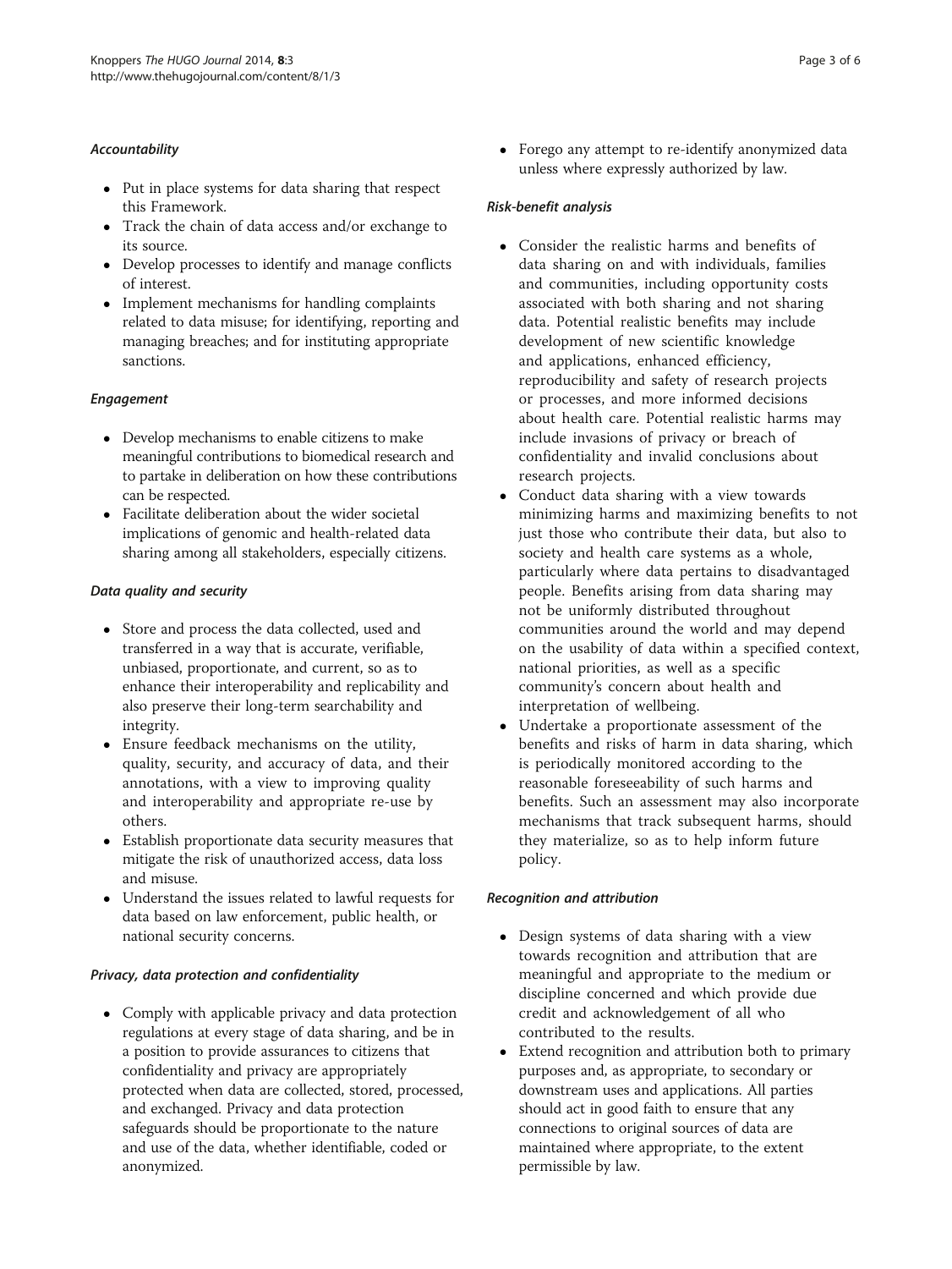#### *Accountability*

- Put in place systems for data sharing that respect this Framework.
- Track the chain of data access and/or exchange to its source.
- Develop processes to identify and manage conflicts of interest.
- Implement mechanisms for handling complaints related to data misuse; for identifying, reporting and managing breaches; and for instituting appropriate sanctions.

#### *Engagement*

- Develop mechanisms to enable citizens to make meaningful contributions to biomedical research and to partake in deliberation on how these contributions can be respected.
- Facilitate deliberation about the wider societal implications of genomic and health-related data sharing among all stakeholders, especially citizens.

#### *Data quality and security*

- Store and process the data collected, used and transferred in a way that is accurate, verifiable, unbiased, proportionate, and current, so as to enhance their interoperability and replicability and also preserve their long-term searchability and integrity.
- Ensure feedback mechanisms on the utility, quality, security, and accuracy of data, and their annotations, with a view to improving quality and interoperability and appropriate re-use by others.
- Establish proportionate data security measures that mitigate the risk of unauthorized access, data loss and misuse.
- Understand the issues related to lawful requests for data based on law enforcement, public health, or national security concerns.

#### *Privacy, data protection and confidentiality*

- Comply with applicable privacy and data protection regulations at every stage of data sharing, and be in a position to provide assurances to citizens that confidentiality and privacy are appropriately protected when data are collected, stored, processed, and exchanged. Privacy and data protection safeguards should be proportionate to the nature and use of the data, whether identifiable, coded or anonymized.
- Forego any attempt to re-identify anonymized data unless where expressly authorized by law.

#### *Risk-benefit analysis*

- Consider the realistic harms and benefits of data sharing on and with individuals, families and communities, including opportunity costs associated with both sharing and not sharing data. Potential realistic benefits may include development of new scientific knowledge and applications, enhanced efficiency, reproducibility and safety of research projects or processes, and more informed decisions about health care. Potential realistic harms may include invasions of privacy or breach of confidentiality and invalid conclusions about research projects.
- Conduct data sharing with a view towards minimizing harms and maximizing benefits to not just those who contribute their data, but also to society and health care systems as a whole, particularly where data pertains to disadvantaged people. Benefits arising from data sharing may not be uniformly distributed throughout communities around the world and may depend on the usability of data within a specified context, national priorities, as well as a specific community's concern about health and interpretation of wellbeing.
- Undertake a proportionate assessment of the benefits and risks of harm in data sharing, which is periodically monitored according to the reasonable foreseeability of such harms and benefits. Such an assessment may also incorporate mechanisms that track subsequent harms, should they materialize, so as to help inform future policy.

#### *Recognition and attribution*

- Design systems of data sharing with a view towards recognition and attribution that are meaningful and appropriate to the medium or discipline concerned and which provide due credit and acknowledgement of all who contributed to the results.
- Extend recognition and attribution both to primary purposes and, as appropriate, to secondary or downstream uses and applications. All parties should act in good faith to ensure that any connections to original sources of data are maintained where appropriate, to the extent permissible by law.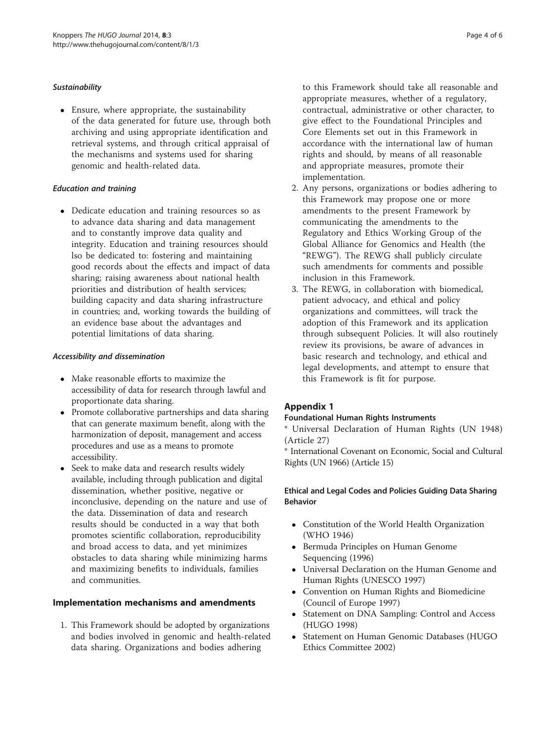#### *Sustainability*

- Ensure, where appropriate, the sustainability of the data generated for future use, through both archiving and using appropriate identification and retrieval systems, and through critical appraisal of the mechanisms and systems used for sharing genomic and health-related data.

#### *Education and training*

- Dedicate education and training resources so as to advance data sharing and data management and to constantly improve data quality and integrity. Education and training resources should lso be dedicated to: fostering and maintaining good records about the effects and impact of data sharing; raising awareness about national health priorities and distribution of health services; building capacity and data sharing infrastructure in countries; and, working towards the building of an evidence base about the advantages and potential limitations of data sharing.

#### *Accessibility and dissemination*

- Make reasonable efforts to maximize the accessibility of data for research through lawful and proportionate data sharing.
- Promote collaborative partnerships and data sharing that can generate maximum benefit, along with the harmonization of deposit, management and access procedures and use as a means to promote accessibility.
- Seek to make data and research results widely available, including through publication and digital dissemination, whether positive, negative or inconclusive, depending on the nature and use of the data. Dissemination of data and research results should be conducted in a way that both promotes scientific collaboration, reproducibility and broad access to data, and yet minimizes obstacles to data sharing while minimizing harms and maximizing benefits to individuals, families and communities.

## Implementation mechanisms and amendments

1. This Framework should be adopted by organizations and bodies involved in genomic and health-related data sharing. Organizations and bodies adhering to this Framework should take all reasonable and appropriate measures, whether of a regulatory, contractual, administrative or other character, to give effect to the Foundational Principles and Core Elements set out in this Framework in accordance with the international law of human rights and should, by means of all reasonable and appropriate measures, promote their implementation.
2. Any persons, organizations or bodies adhering to this Framework may propose one or more amendments to the present Framework by communicating the amendments to the Regulatory and Ethics Working Group of the Global Alliance for Genomics and Health (the "REWG"). The REWG shall publicly circulate such amendments for comments and possible inclusion in this Framework.
3. The REWG, in collaboration with biomedical, patient advocacy, and ethical and policy organizations and committees, will track the adoption of this Framework and its application through subsequent Policies. It will also routinely review its provisions, be aware of advances in basic research and technology, and ethical and legal developments, and attempt to ensure that this Framework is fit for purpose.

## Appendix 1

### Foundational Human Rights Instruments

* Universal Declaration of Human Rights (UN 1948) (Article 27)

* International Covenant on Economic, Social and Cultural Rights (UN 1966) (Article 15)

### Ethical and Legal Codes and Policies Guiding Data Sharing Behavior

- Constitution of the World Health Organization (WHO 1946)
- Bermuda Principles on Human Genome Sequencing (1996)
- Universal Declaration on the Human Genome and Human Rights (UNESCO 1997)
- Convention on Human Rights and Biomedicine (Council of Europe 1997)
- Statement on DNA Sampling: Control and Access (HUGO 1998)
- Statement on Human Genomic Databases (HUGO Ethics Committee 2002)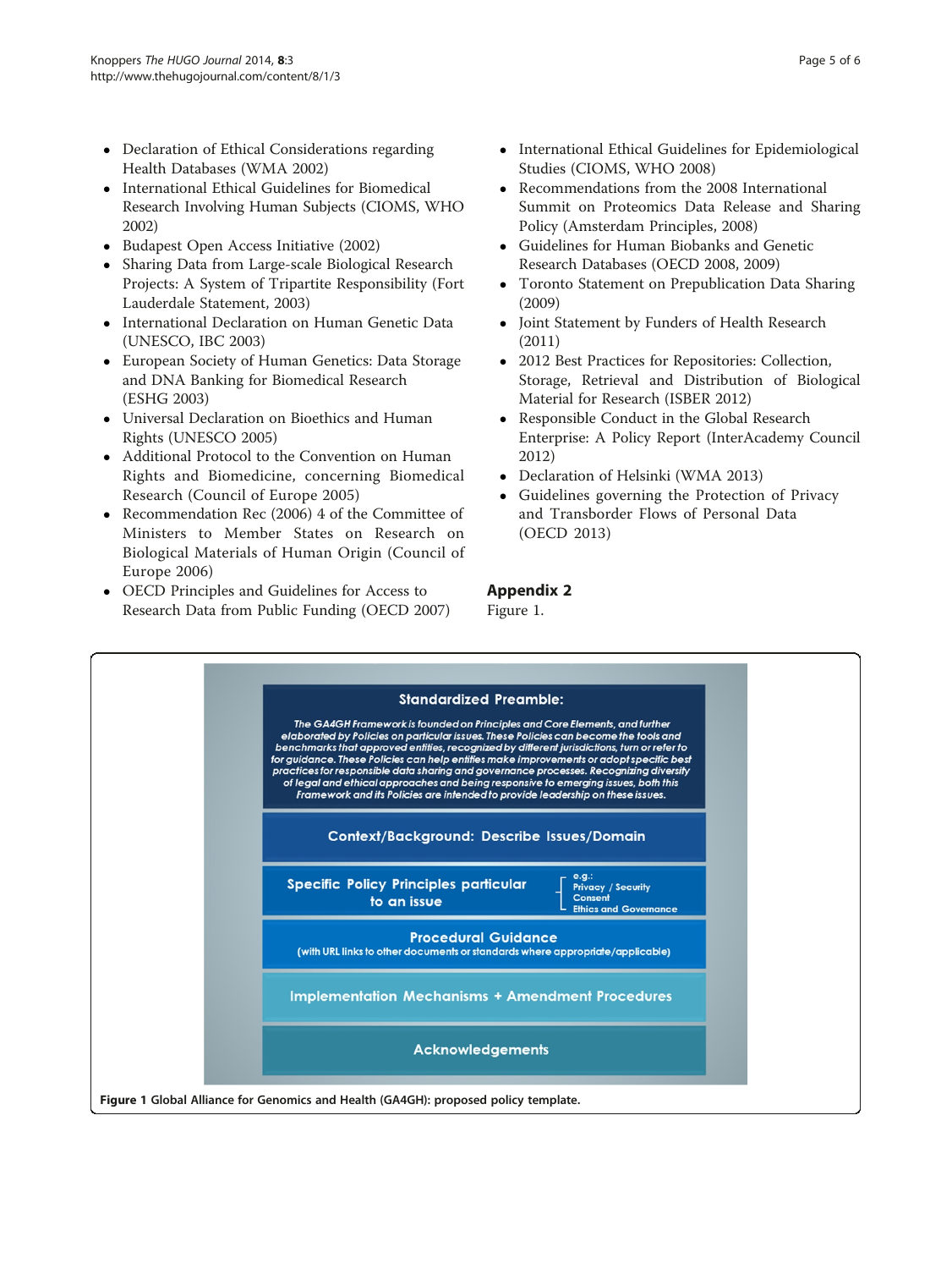- Declaration of Ethical Considerations regarding Health Databases (WMA 2002)
- International Ethical Guidelines for Biomedical Research Involving Human Subjects (CIOMS, WHO 2002)
- Budapest Open Access Initiative (2002)
- Sharing Data from Large-scale Biological Research Projects: A System of Tripartite Responsibility (Fort Lauderdale Statement, 2003)
- International Declaration on Human Genetic Data (UNESCO, IBC 2003)
- European Society of Human Genetics: Data Storage and DNA Banking for Biomedical Research (ESHG 2003)
- Universal Declaration on Bioethics and Human Rights (UNESCO 2005)
- Additional Protocol to the Convention on Human Rights and Biomedicine, concerning Biomedical Research (Council of Europe 2005)
- Recommendation Rec (2006) 4 of the Committee of Ministers to Member States on Research on Biological Materials of Human Origin (Council of Europe 2006)
- OECD Principles and Guidelines for Access to Research Data from Public Funding (OECD 2007)
- International Ethical Guidelines for Epidemiological Studies (CIOMS, WHO 2008)
- Recommendations from the 2008 International Summit on Proteomics Data Release and Sharing Policy (Amsterdam Principles, 2008)
- Guidelines for Human Biobanks and Genetic Research Databases (OECD 2008, 2009)
- Toronto Statement on Prepublication Data Sharing (2009)
- Joint Statement by Funders of Health Research (2011)
- 2012 Best Practices for Repositories: Collection, Storage, Retrieval and Distribution of Biological Material for Research (ISBER 2012)
- Responsible Conduct in the Global Research Enterprise: A Policy Report (InterAcademy Council 2012)
- Declaration of Helsinki (WMA 2013)
- Guidelines governing the Protection of Privacy and Transborder Flows of Personal Data (OECD 2013)

## Appendix 2

Figure 1.

**Standardized Preamble:**

*The GA4GH Framework is founded on Principles and Core Elements, and further elaborated by Policies on particular issues. These Policies can become the tools and benchmarks that approved entities, recognized by different jurisdictions, turn or refer to for guidance. These Policies can help entities make improvements or adopt specific best practices for responsible data sharing and governance processes. Recognizing diversity of legal and ethical approaches and being responsive to emerging issues, both this Framework and its Policies are intended to provide leadership on these issues.*

**Context/Background: Describe Issues/Domain**

**Specific Policy Principles particular to an issue** — e.g.: Privacy / Security; Consent; Ethics and Governance

**Procedural Guidance** (with URL links to other documents or standards where appropriate/applicable)

**Implementation Mechanisms + Amendment Procedures**

**Acknowledgements**

**Figure 1** Global Alliance for Genomics and Health (GA4GH): proposed policy template.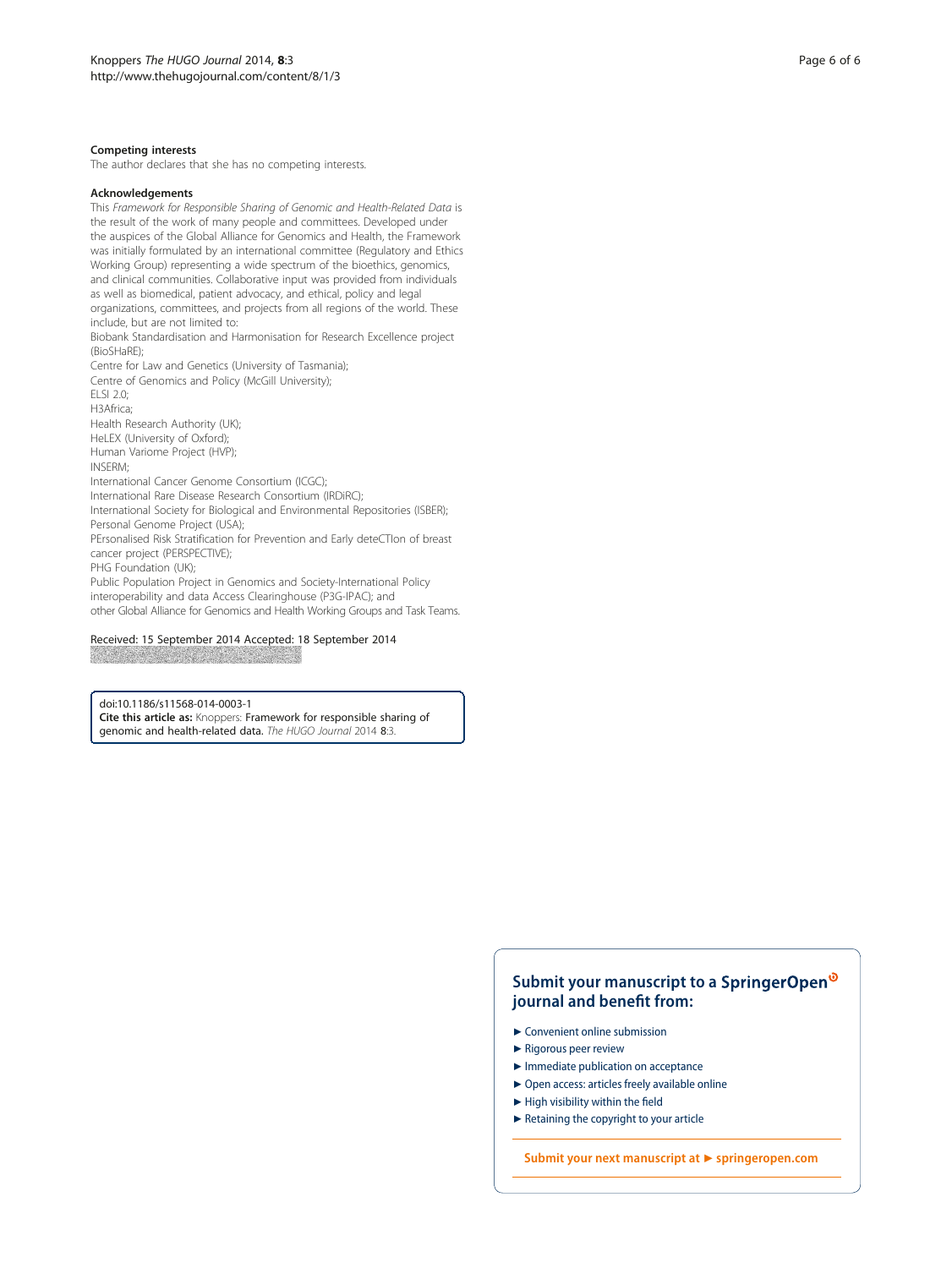### Competing interests

The author declares that she has no competing interests.

### Acknowledgements

This *Framework for Responsible Sharing of Genomic and Health-Related Data* is the result of the work of many people and committees. Developed under the auspices of the Global Alliance for Genomics and Health, the Framework was initially formulated by an international committee (Regulatory and Ethics Working Group) representing a wide spectrum of the bioethics, genomics, and clinical communities. Collaborative input was provided from individuals as well as biomedical, patient advocacy, and ethical, policy and legal organizations, committees, and projects from all regions of the world. These include, but are not limited to:

Biobank Standardisation and Harmonisation for Research Excellence project (BioSHaRE);
Centre for Law and Genetics (University of Tasmania);
Centre of Genomics and Policy (McGill University);
ELSI 2.0;
H3Africa;
Health Research Authority (UK);
HeLEX (University of Oxford);
Human Variome Project (HVP);
INSERM;
International Cancer Genome Consortium (ICGC);
International Rare Disease Research Consortium (IRDiRC);
International Society for Biological and Environmental Repositories (ISBER);
Personal Genome Project (USA);
PErsonalised Risk Stratification for Prevention and Early deteCTIon of breast cancer project (PERSPECTIVE);
PHG Foundation (UK);
Public Population Project in Genomics and Society-International Policy interoperability and data Access Clearinghouse (P3G-IPAC); and
other Global Alliance for Genomics and Health Working Groups and Task Teams.

Received: 15 September 2014 Accepted: 18 September 2014

doi:10.1186/s11568-014-0003-1
**Cite this article as:** Knoppers: Framework for responsible sharing of genomic and health-related data. *The HUGO Journal* 2014 **8**:3.

**Submit your manuscript to a SpringerOpen journal and benefit from:**

- Convenient online submission
- Rigorous peer review
- Immediate publication on acceptance
- Open access: articles freely available online
- High visibility within the field
- Retaining the copyright to your article

**Submit your next manuscript at ► springeropen.com**